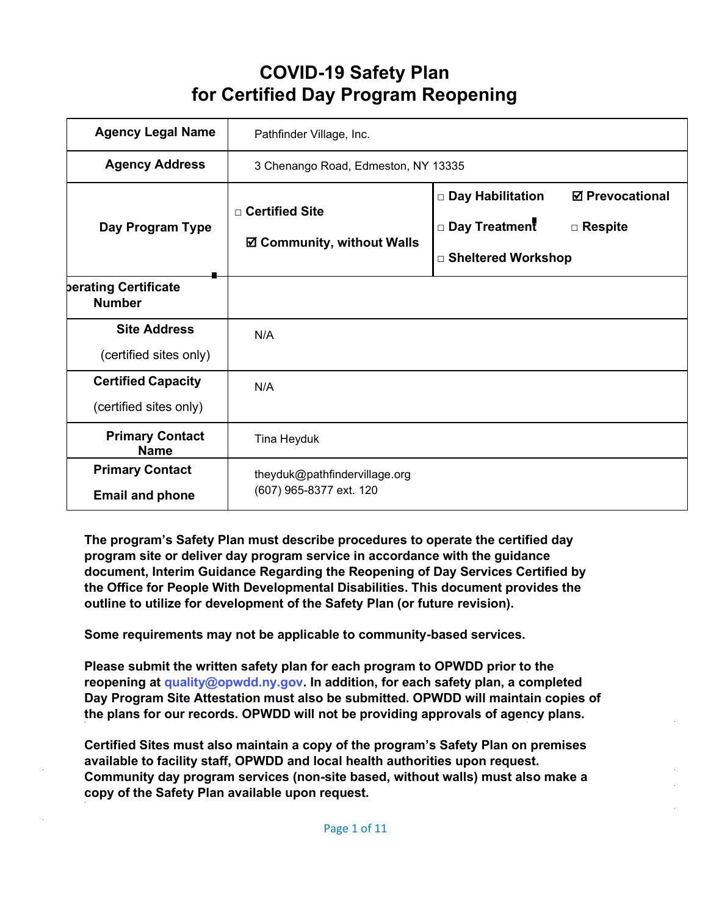# COVID-19 Safety Plan
# for Certified Day Program Reopening

| **Agency Legal Name** | Pathfinder Village, Inc. | |
|---|---|---|
| **Agency Address** | 3 Chenango Road, Edmeston, NY 13335 | |
| **Day Program Type** | □ **Certified Site**<br>☑ **Community, without Walls** | □ **Day Habilitation** ☑ **Prevocational**<br>□ **Day Treatment** □ **Respite**<br>□ **Sheltered Workshop** |
| **Operating Certificate Number** | | |
| **Site Address**<br>(certified sites only) | N/A | |
| **Certified Capacity**<br>(certified sites only) | N/A | |
| **Primary Contact Name** | Tina Heyduk | |
| **Primary Contact Email and phone** | theyduk@pathfindervillage.org<br>(607) 965-8377 ext. 120 | |

**The program's Safety Plan must describe procedures to operate the certified day program site or deliver day program service in accordance with the guidance document, Interim Guidance Regarding the Reopening of Day Services Certified by the Office for People With Developmental Disabilities. This document provides the outline to utilize for development of the Safety Plan (or future revision).**

**Some requirements may not be applicable to community-based services.**

**Please submit the written safety plan for each program to OPWDD prior to the reopening at quality@opwdd.ny.gov. In addition, for each safety plan, a completed Day Program Site Attestation must also be submitted. OPWDD will maintain copies of the plans for our records. OPWDD will not be providing approvals of agency plans.**

**Certified Sites must also maintain a copy of the program's Safety Plan on premises available to facility staff, OPWDD and local health authorities upon request. Community day program services (non-site based, without walls) must also make a copy of the Safety Plan available upon request.**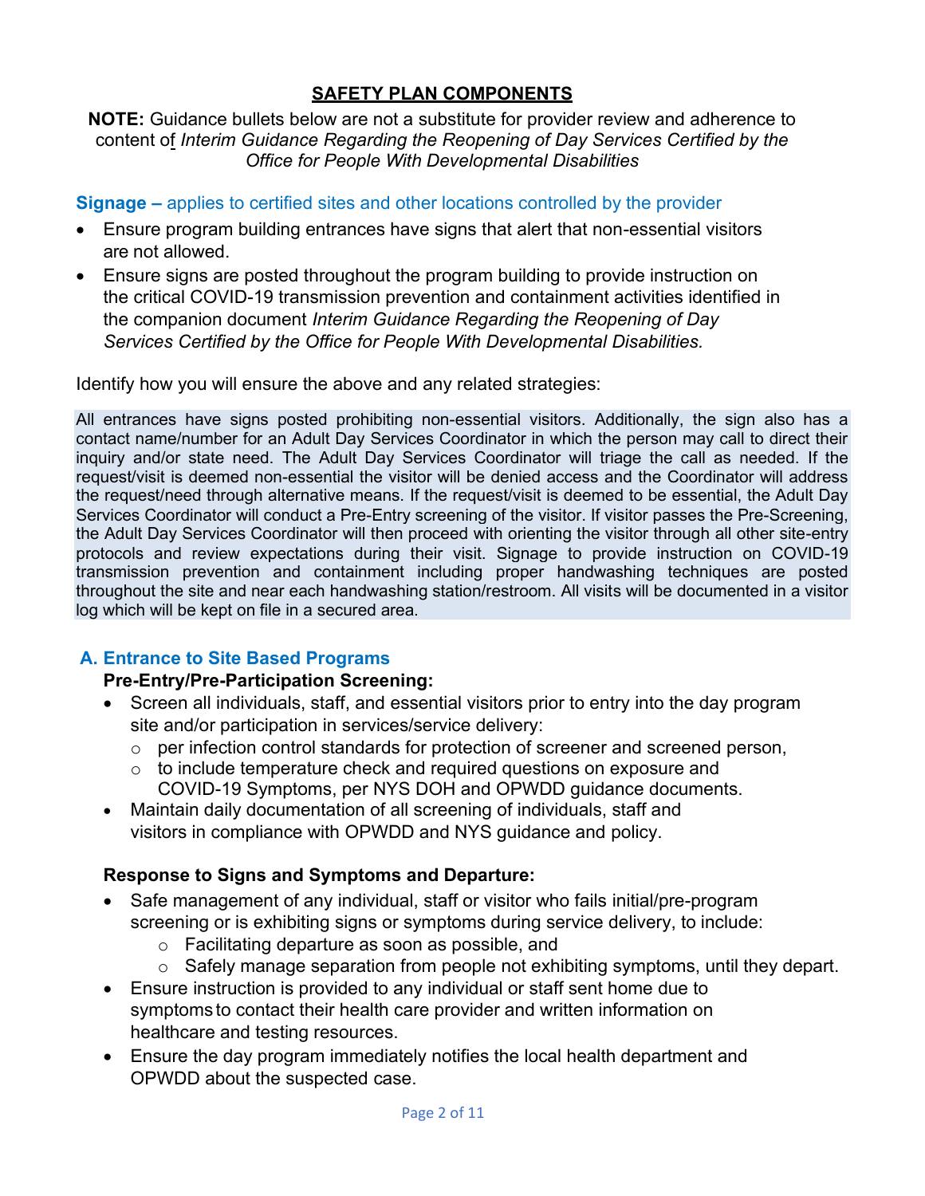## SAFETY PLAN COMPONENTS

**NOTE:** Guidance bullets below are not a substitute for provider review and adherence to content of *Interim Guidance Regarding the Reopening of Day Services Certified by the Office for People With Developmental Disabilities*

### Signage – applies to certified sites and other locations controlled by the provider

- Ensure program building entrances have signs that alert that non-essential visitors are not allowed.
- Ensure signs are posted throughout the program building to provide instruction on the critical COVID-19 transmission prevention and containment activities identified in the companion document *Interim Guidance Regarding the Reopening of Day Services Certified by the Office for People With Developmental Disabilities.*

Identify how you will ensure the above and any related strategies:

All entrances have signs posted prohibiting non-essential visitors. Additionally, the sign also has a contact name/number for an Adult Day Services Coordinator in which the person may call to direct their inquiry and/or state need. The Adult Day Services Coordinator will triage the call as needed. If the request/visit is deemed non-essential the visitor will be denied access and the Coordinator will address the request/need through alternative means. If the request/visit is deemed to be essential, the Adult Day Services Coordinator will conduct a Pre-Entry screening of the visitor. If visitor passes the Pre-Screening, the Adult Day Services Coordinator will then proceed with orienting the visitor through all other site-entry protocols and review expectations during their visit. Signage to provide instruction on COVID-19 transmission prevention and containment including proper handwashing techniques are posted throughout the site and near each handwashing station/restroom. All visits will be documented in a visitor log which will be kept on file in a secured area.

### A. Entrance to Site Based Programs

**Pre-Entry/Pre-Participation Screening:**

- Screen all individuals, staff, and essential visitors prior to entry into the day program site and/or participation in services/service delivery:
  - per infection control standards for protection of screener and screened person,
  - to include temperature check and required questions on exposure and COVID-19 Symptoms, per NYS DOH and OPWDD guidance documents.
- Maintain daily documentation of all screening of individuals, staff and visitors in compliance with OPWDD and NYS guidance and policy.

**Response to Signs and Symptoms and Departure:**

- Safe management of any individual, staff or visitor who fails initial/pre-program screening or is exhibiting signs or symptoms during service delivery, to include:
  - Facilitating departure as soon as possible, and
  - Safely manage separation from people not exhibiting symptoms, until they depart.
- Ensure instruction is provided to any individual or staff sent home due to symptoms to contact their health care provider and written information on healthcare and testing resources.
- Ensure the day program immediately notifies the local health department and OPWDD about the suspected case.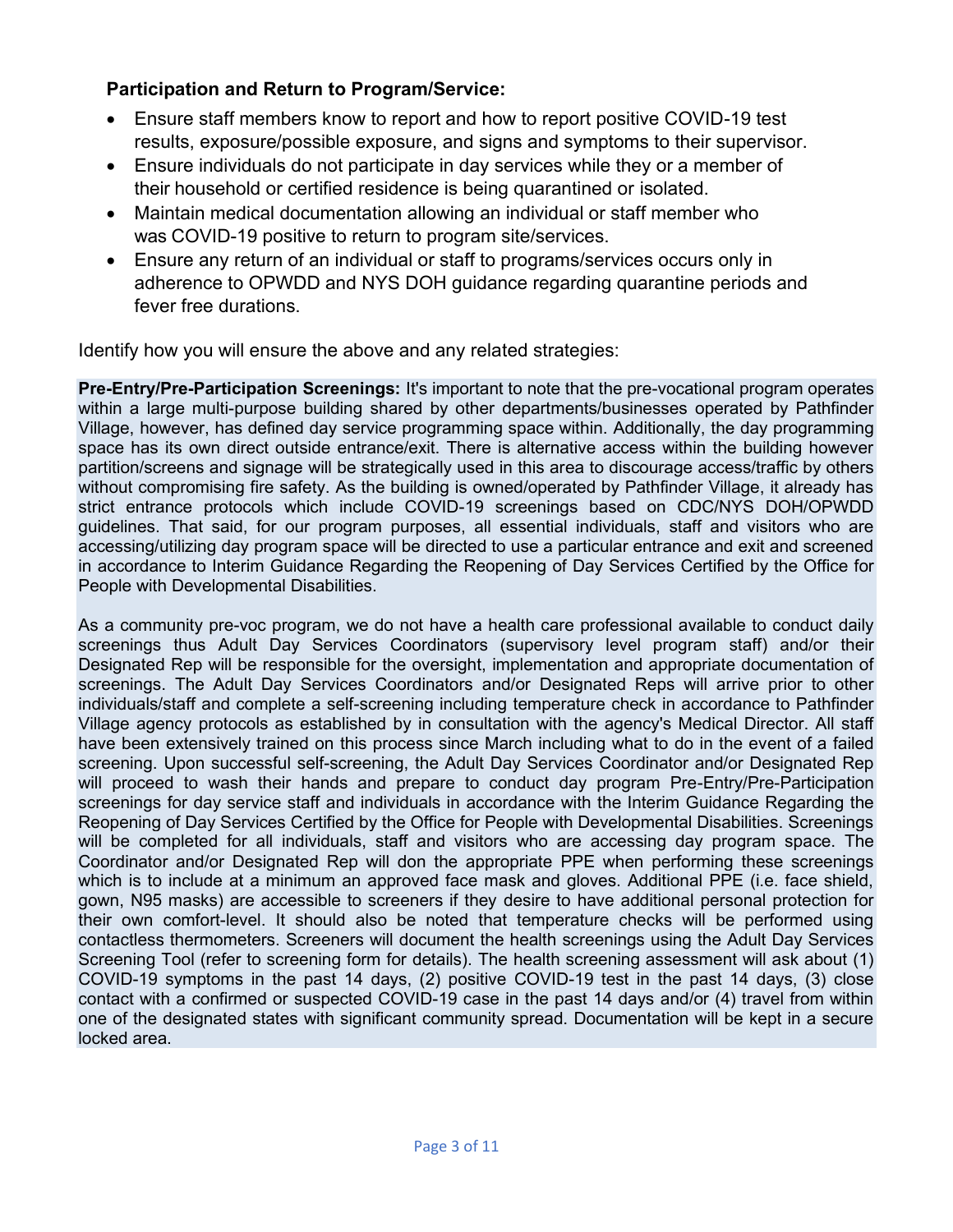**Participation and Return to Program/Service:**

- Ensure staff members know to report and how to report positive COVID-19 test results, exposure/possible exposure, and signs and symptoms to their supervisor.
- Ensure individuals do not participate in day services while they or a member of their household or certified residence is being quarantined or isolated.
- Maintain medical documentation allowing an individual or staff member who was COVID-19 positive to return to program site/services.
- Ensure any return of an individual or staff to programs/services occurs only in adherence to OPWDD and NYS DOH guidance regarding quarantine periods and fever free durations.

Identify how you will ensure the above and any related strategies:

**Pre-Entry/Pre-Participation Screenings:** It's important to note that the pre-vocational program operates within a large multi-purpose building shared by other departments/businesses operated by Pathfinder Village, however, has defined day service programming space within. Additionally, the day programming space has its own direct outside entrance/exit. There is alternative access within the building however partition/screens and signage will be strategically used in this area to discourage access/traffic by others without compromising fire safety. As the building is owned/operated by Pathfinder Village, it already has strict entrance protocols which include COVID-19 screenings based on CDC/NYS DOH/OPWDD guidelines. That said, for our program purposes, all essential individuals, staff and visitors who are accessing/utilizing day program space will be directed to use a particular entrance and exit and screened in accordance to Interim Guidance Regarding the Reopening of Day Services Certified by the Office for People with Developmental Disabilities.

As a community pre-voc program, we do not have a health care professional available to conduct daily screenings thus Adult Day Services Coordinators (supervisory level program staff) and/or their Designated Rep will be responsible for the oversight, implementation and appropriate documentation of screenings. The Adult Day Services Coordinators and/or Designated Reps will arrive prior to other individuals/staff and complete a self-screening including temperature check in accordance to Pathfinder Village agency protocols as established by in consultation with the agency's Medical Director. All staff have been extensively trained on this process since March including what to do in the event of a failed screening. Upon successful self-screening, the Adult Day Services Coordinator and/or Designated Rep will proceed to wash their hands and prepare to conduct day program Pre-Entry/Pre-Participation screenings for day service staff and individuals in accordance with the Interim Guidance Regarding the Reopening of Day Services Certified by the Office for People with Developmental Disabilities. Screenings will be completed for all individuals, staff and visitors who are accessing day program space. The Coordinator and/or Designated Rep will don the appropriate PPE when performing these screenings which is to include at a minimum an approved face mask and gloves. Additional PPE (i.e. face shield, gown, N95 masks) are accessible to screeners if they desire to have additional personal protection for their own comfort-level. It should also be noted that temperature checks will be performed using contactless thermometers. Screeners will document the health screenings using the Adult Day Services Screening Tool (refer to screening form for details). The health screening assessment will ask about (1) COVID-19 symptoms in the past 14 days, (2) positive COVID-19 test in the past 14 days, (3) close contact with a confirmed or suspected COVID-19 case in the past 14 days and/or (4) travel from within one of the designated states with significant community spread. Documentation will be kept in a secure locked area.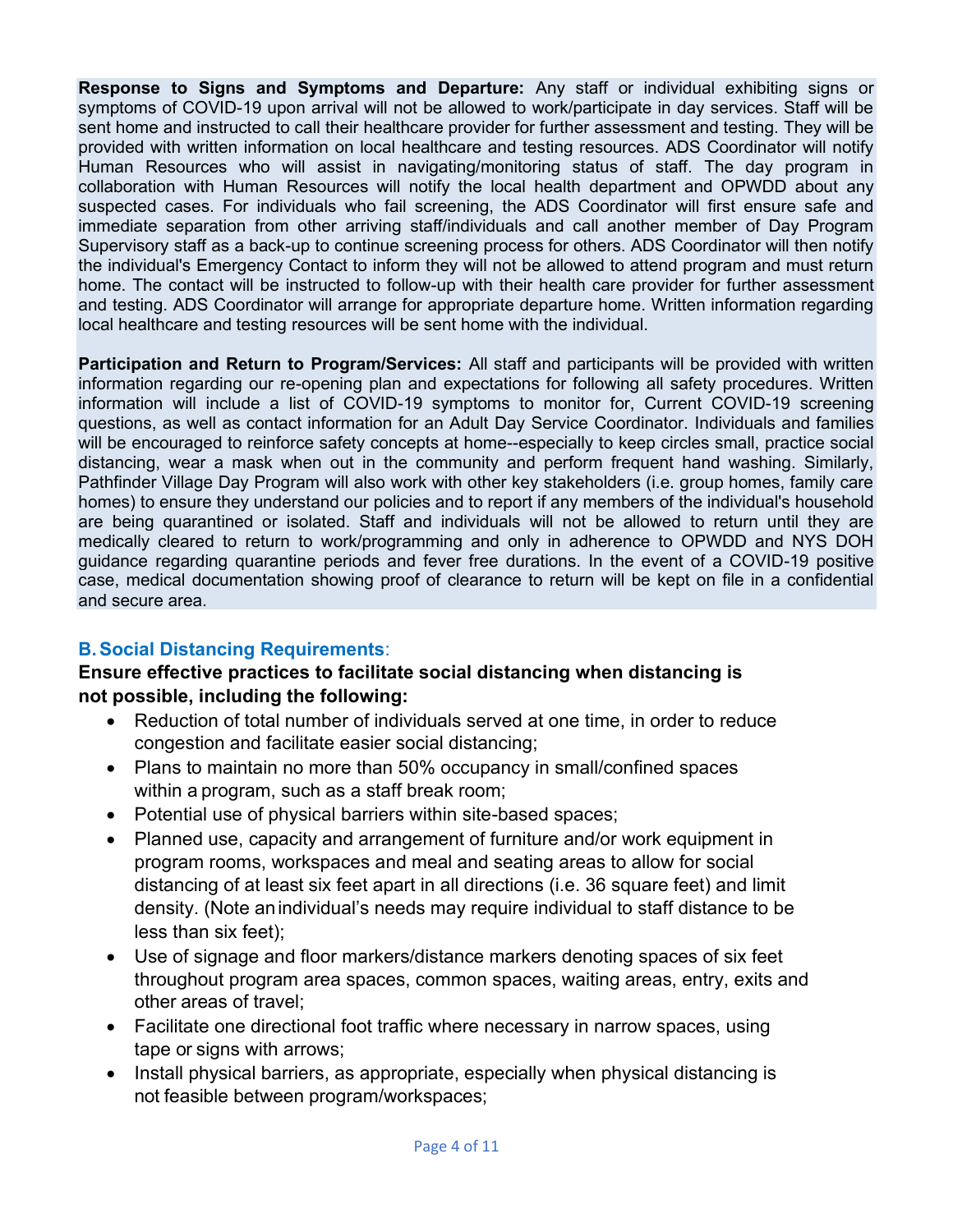**Response to Signs and Symptoms and Departure:** Any staff or individual exhibiting signs or symptoms of COVID-19 upon arrival will not be allowed to work/participate in day services. Staff will be sent home and instructed to call their healthcare provider for further assessment and testing. They will be provided with written information on local healthcare and testing resources. ADS Coordinator will notify Human Resources who will assist in navigating/monitoring status of staff. The day program in collaboration with Human Resources will notify the local health department and OPWDD about any suspected cases. For individuals who fail screening, the ADS Coordinator will first ensure safe and immediate separation from other arriving staff/individuals and call another member of Day Program Supervisory staff as a back-up to continue screening process for others. ADS Coordinator will then notify the individual's Emergency Contact to inform they will not be allowed to attend program and must return home. The contact will be instructed to follow-up with their health care provider for further assessment and testing. ADS Coordinator will arrange for appropriate departure home. Written information regarding local healthcare and testing resources will be sent home with the individual.

**Participation and Return to Program/Services:** All staff and participants will be provided with written information regarding our re-opening plan and expectations for following all safety procedures. Written information will include a list of COVID-19 symptoms to monitor for, Current COVID-19 screening questions, as well as contact information for an Adult Day Service Coordinator. Individuals and families will be encouraged to reinforce safety concepts at home--especially to keep circles small, practice social distancing, wear a mask when out in the community and perform frequent hand washing. Similarly, Pathfinder Village Day Program will also work with other key stakeholders (i.e. group homes, family care homes) to ensure they understand our policies and to report if any members of the individual's household are being quarantined or isolated. Staff and individuals will not be allowed to return until they are medically cleared to return to work/programming and only in adherence to OPWDD and NYS DOH guidance regarding quarantine periods and fever free durations. In the event of a COVID-19 positive case, medical documentation showing proof of clearance to return will be kept on file in a confidential and secure area.

## B. Social Distancing Requirements:

**Ensure effective practices to facilitate social distancing when distancing is not possible, including the following:**

- Reduction of total number of individuals served at one time, in order to reduce congestion and facilitate easier social distancing;
- Plans to maintain no more than 50% occupancy in small/confined spaces within a program, such as a staff break room;
- Potential use of physical barriers within site-based spaces;
- Planned use, capacity and arrangement of furniture and/or work equipment in program rooms, workspaces and meal and seating areas to allow for social distancing of at least six feet apart in all directions (i.e. 36 square feet) and limit density. (Note an individual's needs may require individual to staff distance to be less than six feet);
- Use of signage and floor markers/distance markers denoting spaces of six feet throughout program area spaces, common spaces, waiting areas, entry, exits and other areas of travel;
- Facilitate one directional foot traffic where necessary in narrow spaces, using tape or signs with arrows;
- Install physical barriers, as appropriate, especially when physical distancing is not feasible between program/workspaces;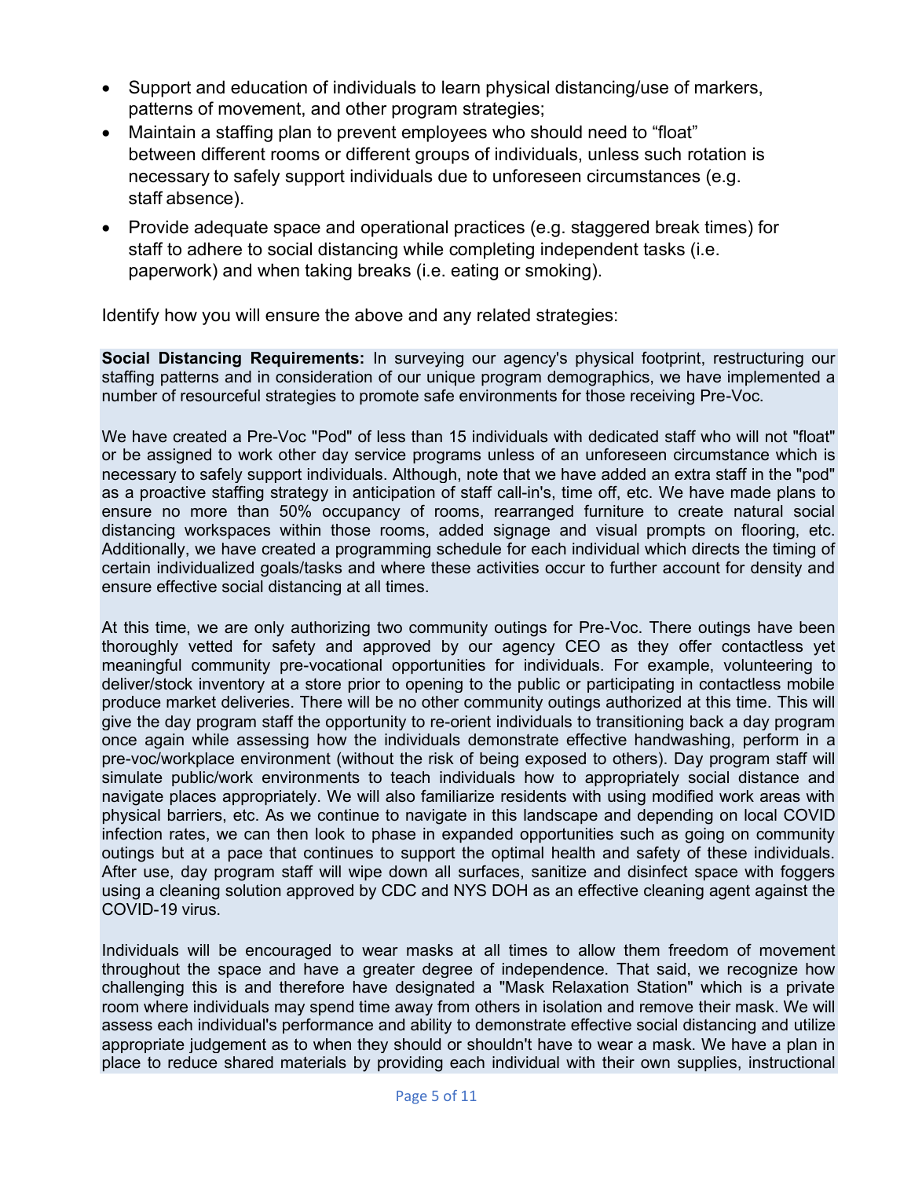- Support and education of individuals to learn physical distancing/use of markers, patterns of movement, and other program strategies;
- Maintain a staffing plan to prevent employees who should need to "float" between different rooms or different groups of individuals, unless such rotation is necessary to safely support individuals due to unforeseen circumstances (e.g. staff absence).
- Provide adequate space and operational practices (e.g. staggered break times) for staff to adhere to social distancing while completing independent tasks (i.e. paperwork) and when taking breaks (i.e. eating or smoking).

Identify how you will ensure the above and any related strategies:

**Social Distancing Requirements:** In surveying our agency's physical footprint, restructuring our staffing patterns and in consideration of our unique program demographics, we have implemented a number of resourceful strategies to promote safe environments for those receiving Pre-Voc.

We have created a Pre-Voc "Pod" of less than 15 individuals with dedicated staff who will not "float" or be assigned to work other day service programs unless of an unforeseen circumstance which is necessary to safely support individuals. Although, note that we have added an extra staff in the "pod" as a proactive staffing strategy in anticipation of staff call-in's, time off, etc. We have made plans to ensure no more than 50% occupancy of rooms, rearranged furniture to create natural social distancing workspaces within those rooms, added signage and visual prompts on flooring, etc. Additionally, we have created a programming schedule for each individual which directs the timing of certain individualized goals/tasks and where these activities occur to further account for density and ensure effective social distancing at all times.

At this time, we are only authorizing two community outings for Pre-Voc. There outings have been thoroughly vetted for safety and approved by our agency CEO as they offer contactless yet meaningful community pre-vocational opportunities for individuals. For example, volunteering to deliver/stock inventory at a store prior to opening to the public or participating in contactless mobile produce market deliveries. There will be no other community outings authorized at this time. This will give the day program staff the opportunity to re-orient individuals to transitioning back a day program once again while assessing how the individuals demonstrate effective handwashing, perform in a pre-voc/workplace environment (without the risk of being exposed to others). Day program staff will simulate public/work environments to teach individuals how to appropriately social distance and navigate places appropriately. We will also familiarize residents with using modified work areas with physical barriers, etc. As we continue to navigate in this landscape and depending on local COVID infection rates, we can then look to phase in expanded opportunities such as going on community outings but at a pace that continues to support the optimal health and safety of these individuals. After use, day program staff will wipe down all surfaces, sanitize and disinfect space with foggers using a cleaning solution approved by CDC and NYS DOH as an effective cleaning agent against the COVID-19 virus.

Individuals will be encouraged to wear masks at all times to allow them freedom of movement throughout the space and have a greater degree of independence. That said, we recognize how challenging this is and therefore have designated a "Mask Relaxation Station" which is a private room where individuals may spend time away from others in isolation and remove their mask. We will assess each individual's performance and ability to demonstrate effective social distancing and utilize appropriate judgement as to when they should or shouldn't have to wear a mask. We have a plan in place to reduce shared materials by providing each individual with their own supplies, instructional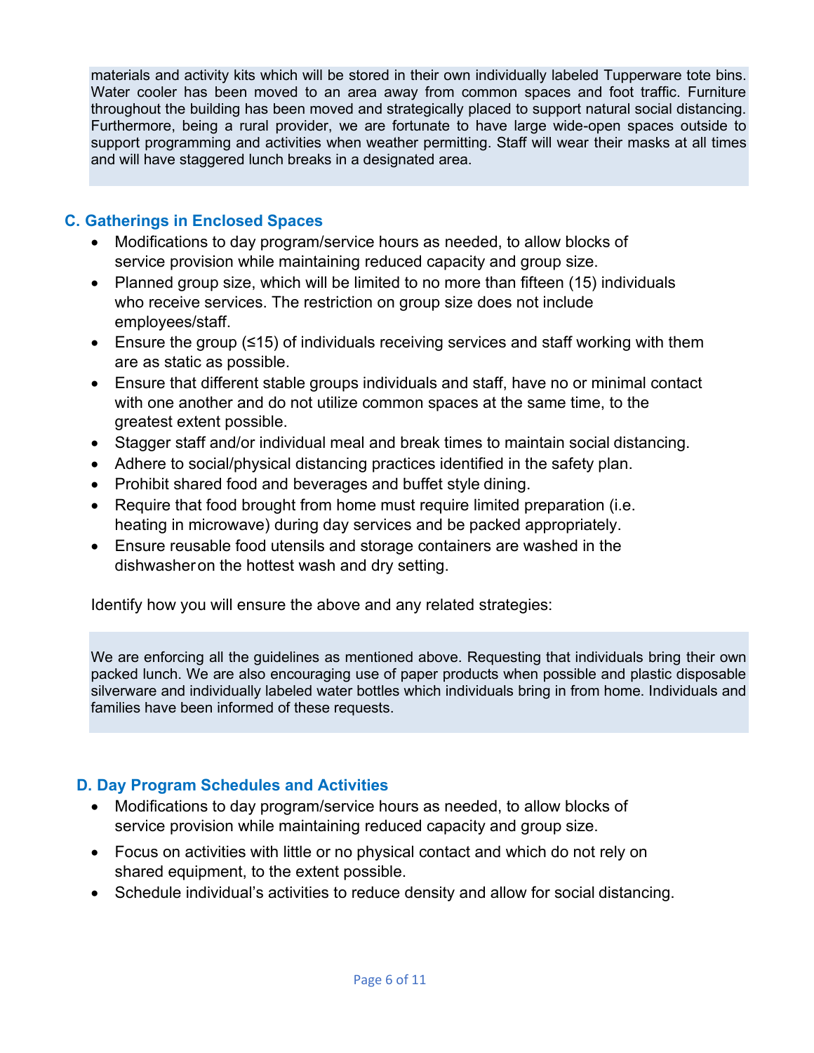materials and activity kits which will be stored in their own individually labeled Tupperware tote bins. Water cooler has been moved to an area away from common spaces and foot traffic. Furniture throughout the building has been moved and strategically placed to support natural social distancing. Furthermore, being a rural provider, we are fortunate to have large wide-open spaces outside to support programming and activities when weather permitting. Staff will wear their masks at all times and will have staggered lunch breaks in a designated area.

### C. Gatherings in Enclosed Spaces

- Modifications to day program/service hours as needed, to allow blocks of service provision while maintaining reduced capacity and group size.
- Planned group size, which will be limited to no more than fifteen (15) individuals who receive services. The restriction on group size does not include employees/staff.
- Ensure the group (≤15) of individuals receiving services and staff working with them are as static as possible.
- Ensure that different stable groups individuals and staff, have no or minimal contact with one another and do not utilize common spaces at the same time, to the greatest extent possible.
- Stagger staff and/or individual meal and break times to maintain social distancing.
- Adhere to social/physical distancing practices identified in the safety plan.
- Prohibit shared food and beverages and buffet style dining.
- Require that food brought from home must require limited preparation (i.e. heating in microwave) during day services and be packed appropriately.
- Ensure reusable food utensils and storage containers are washed in the dishwasher on the hottest wash and dry setting.

Identify how you will ensure the above and any related strategies:

We are enforcing all the guidelines as mentioned above. Requesting that individuals bring their own packed lunch. We are also encouraging use of paper products when possible and plastic disposable silverware and individually labeled water bottles which individuals bring in from home. Individuals and families have been informed of these requests.

### D. Day Program Schedules and Activities

- Modifications to day program/service hours as needed, to allow blocks of service provision while maintaining reduced capacity and group size.
- Focus on activities with little or no physical contact and which do not rely on shared equipment, to the extent possible.
- Schedule individual's activities to reduce density and allow for social distancing.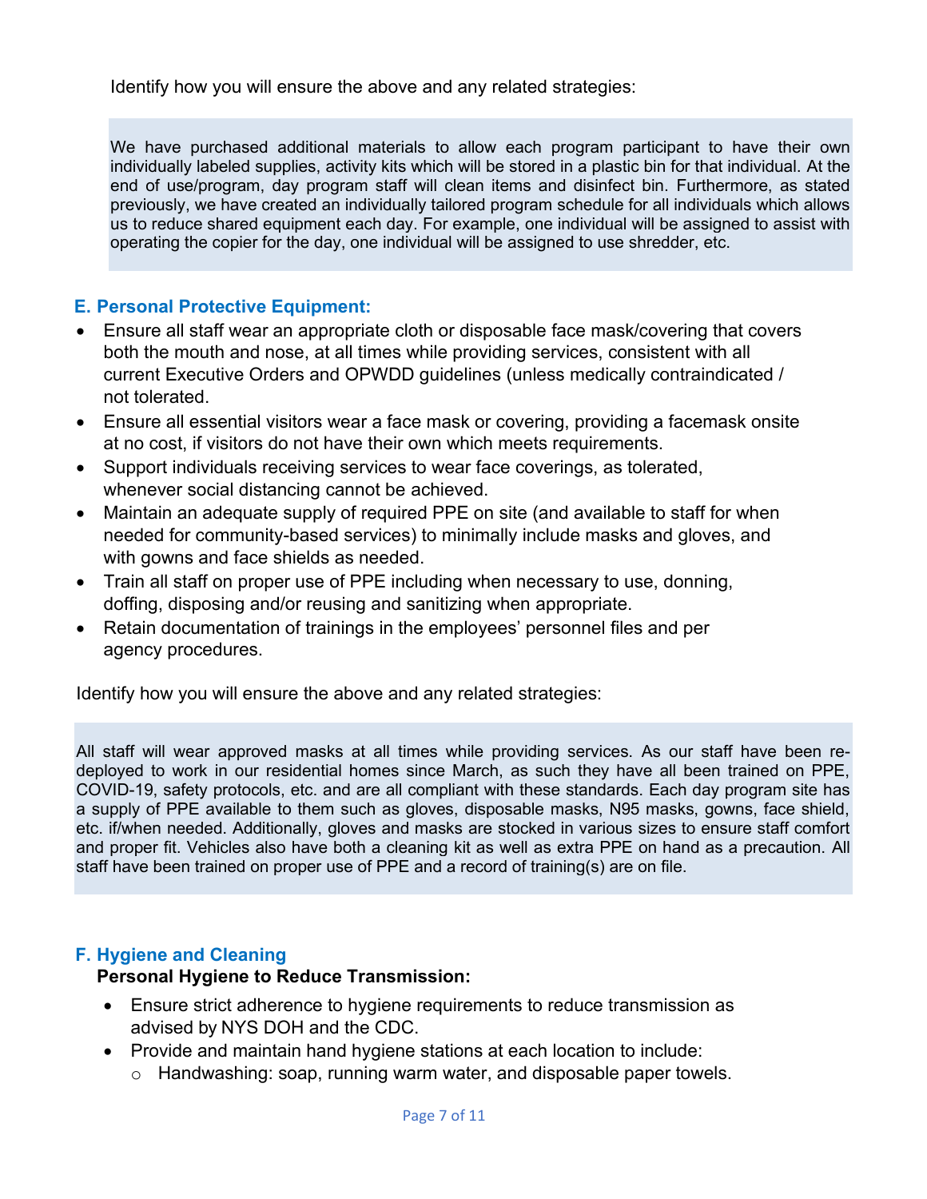Identify how you will ensure the above and any related strategies:

> We have purchased additional materials to allow each program participant to have their own individually labeled supplies, activity kits which will be stored in a plastic bin for that individual. At the end of use/program, day program staff will clean items and disinfect bin. Furthermore, as stated previously, we have created an individually tailored program schedule for all individuals which allows us to reduce shared equipment each day. For example, one individual will be assigned to assist with operating the copier for the day, one individual will be assigned to use shredder, etc.

## E. Personal Protective Equipment:

- Ensure all staff wear an appropriate cloth or disposable face mask/covering that covers both the mouth and nose, at all times while providing services, consistent with all current Executive Orders and OPWDD guidelines (unless medically contraindicated / not tolerated.
- Ensure all essential visitors wear a face mask or covering, providing a facemask onsite at no cost, if visitors do not have their own which meets requirements.
- Support individuals receiving services to wear face coverings, as tolerated, whenever social distancing cannot be achieved.
- Maintain an adequate supply of required PPE on site (and available to staff for when needed for community-based services) to minimally include masks and gloves, and with gowns and face shields as needed.
- Train all staff on proper use of PPE including when necessary to use, donning, doffing, disposing and/or reusing and sanitizing when appropriate.
- Retain documentation of trainings in the employees' personnel files and per agency procedures.

Identify how you will ensure the above and any related strategies:

> All staff will wear approved masks at all times while providing services. As our staff have been re-deployed to work in our residential homes since March, as such they have all been trained on PPE, COVID-19, safety protocols, etc. and are all compliant with these standards. Each day program site has a supply of PPE available to them such as gloves, disposable masks, N95 masks, gowns, face shield, etc. if/when needed. Additionally, gloves and masks are stocked in various sizes to ensure staff comfort and proper fit. Vehicles also have both a cleaning kit as well as extra PPE on hand as a precaution. All staff have been trained on proper use of PPE and a record of training(s) are on file.

## F. Hygiene and Cleaning

**Personal Hygiene to Reduce Transmission:**

- Ensure strict adherence to hygiene requirements to reduce transmission as advised by NYS DOH and the CDC.
- Provide and maintain hand hygiene stations at each location to include:
  - Handwashing: soap, running warm water, and disposable paper towels.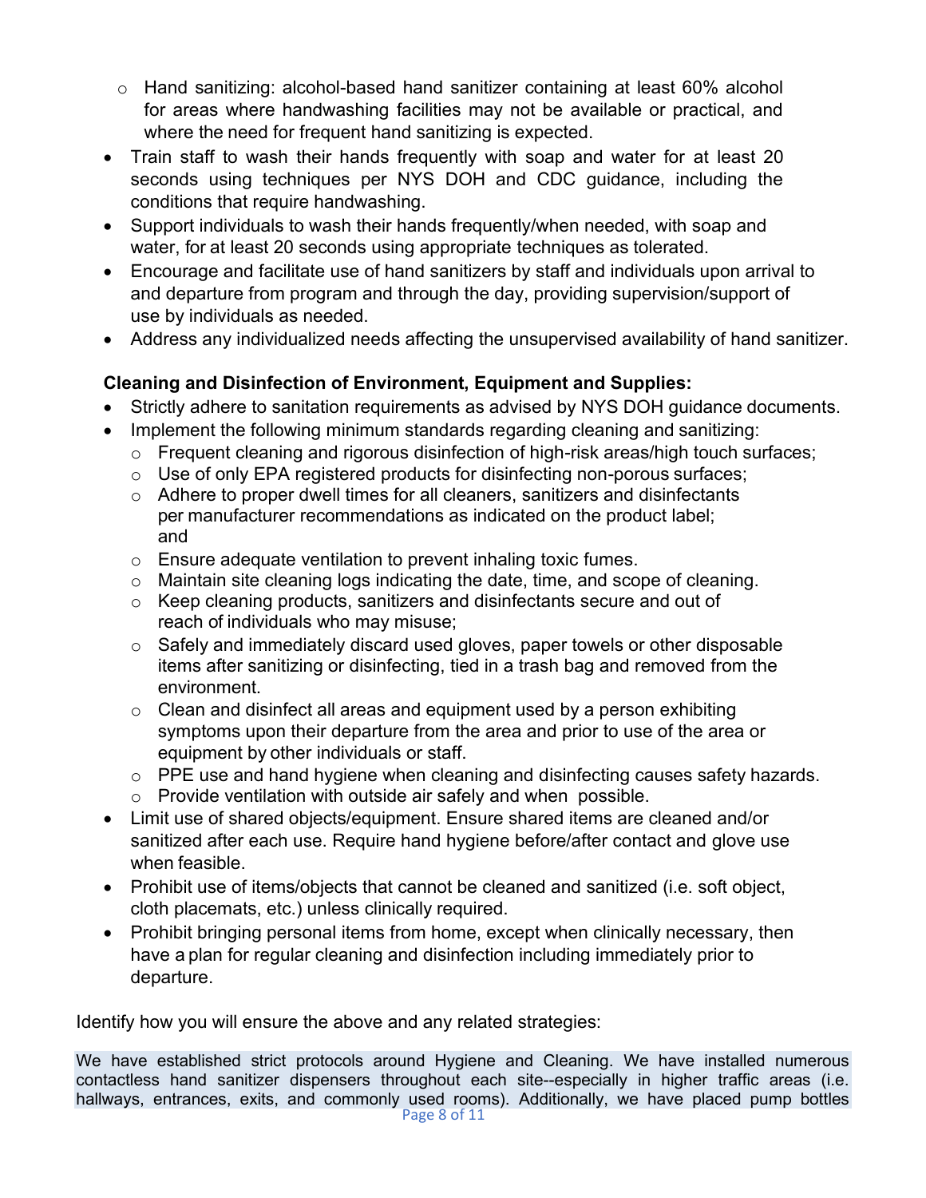- Hand sanitizing: alcohol-based hand sanitizer containing at least 60% alcohol for areas where handwashing facilities may not be available or practical, and where the need for frequent hand sanitizing is expected.
- Train staff to wash their hands frequently with soap and water for at least 20 seconds using techniques per NYS DOH and CDC guidance, including the conditions that require handwashing.
- Support individuals to wash their hands frequently/when needed, with soap and water, for at least 20 seconds using appropriate techniques as tolerated.
- Encourage and facilitate use of hand sanitizers by staff and individuals upon arrival to and departure from program and through the day, providing supervision/support of use by individuals as needed.
- Address any individualized needs affecting the unsupervised availability of hand sanitizer.

**Cleaning and Disinfection of Environment, Equipment and Supplies:**

- Strictly adhere to sanitation requirements as advised by NYS DOH guidance documents.
- Implement the following minimum standards regarding cleaning and sanitizing:
  - Frequent cleaning and rigorous disinfection of high-risk areas/high touch surfaces;
  - Use of only EPA registered products for disinfecting non-porous surfaces;
  - Adhere to proper dwell times for all cleaners, sanitizers and disinfectants per manufacturer recommendations as indicated on the product label; and
  - Ensure adequate ventilation to prevent inhaling toxic fumes.
  - Maintain site cleaning logs indicating the date, time, and scope of cleaning.
  - Keep cleaning products, sanitizers and disinfectants secure and out of reach of individuals who may misuse;
  - Safely and immediately discard used gloves, paper towels or other disposable items after sanitizing or disinfecting, tied in a trash bag and removed from the environment.
  - Clean and disinfect all areas and equipment used by a person exhibiting symptoms upon their departure from the area and prior to use of the area or equipment by other individuals or staff.
  - PPE use and hand hygiene when cleaning and disinfecting causes safety hazards.
  - Provide ventilation with outside air safely and when possible.
- Limit use of shared objects/equipment. Ensure shared items are cleaned and/or sanitized after each use. Require hand hygiene before/after contact and glove use when feasible.
- Prohibit use of items/objects that cannot be cleaned and sanitized (i.e. soft object, cloth placemats, etc.) unless clinically required.
- Prohibit bringing personal items from home, except when clinically necessary, then have a plan for regular cleaning and disinfection including immediately prior to departure.

Identify how you will ensure the above and any related strategies:

We have established strict protocols around Hygiene and Cleaning. We have installed numerous contactless hand sanitizer dispensers throughout each site--especially in higher traffic areas (i.e. hallways, entrances, exits, and commonly used rooms). Additionally, we have placed pump bottles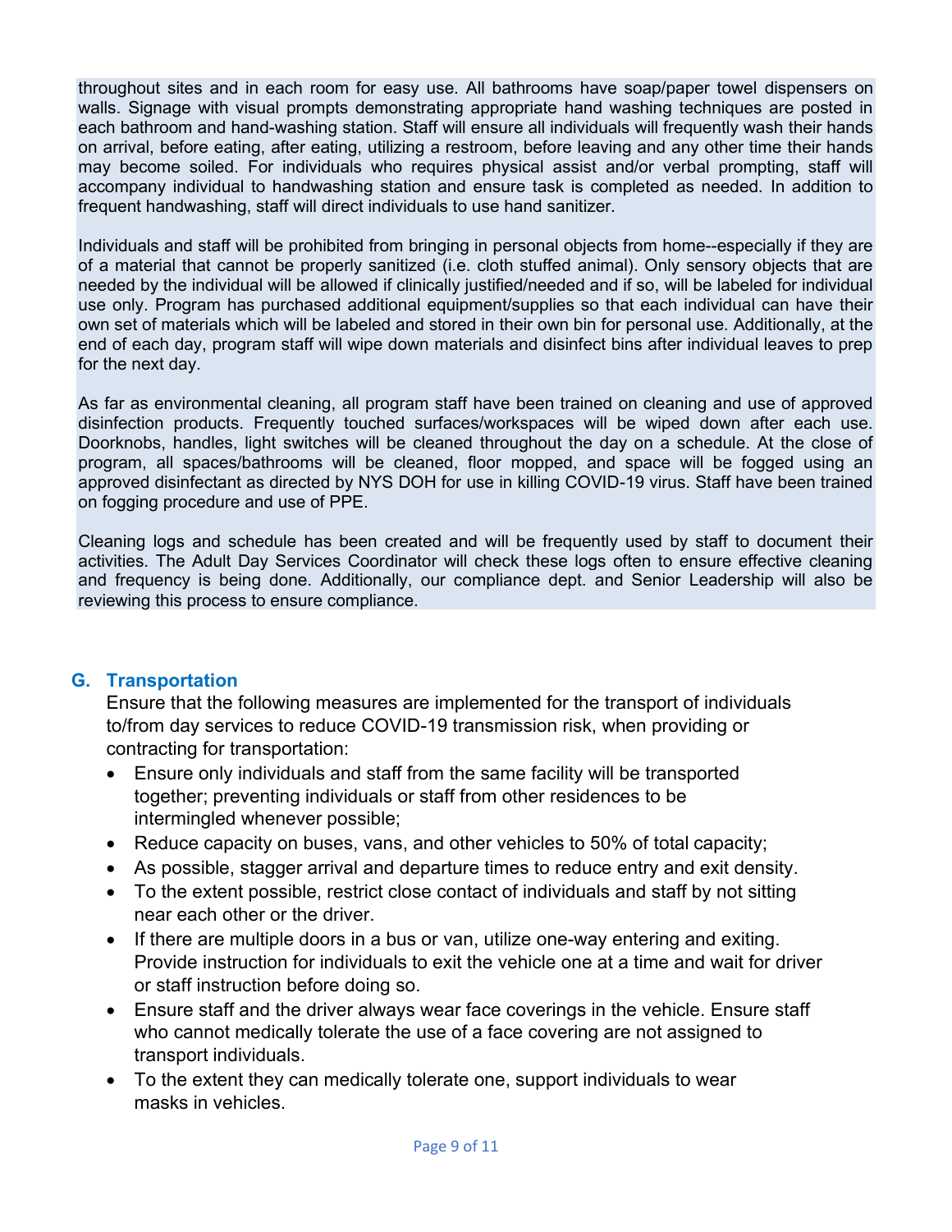throughout sites and in each room for easy use. All bathrooms have soap/paper towel dispensers on walls. Signage with visual prompts demonstrating appropriate hand washing techniques are posted in each bathroom and hand-washing station. Staff will ensure all individuals will frequently wash their hands on arrival, before eating, after eating, utilizing a restroom, before leaving and any other time their hands may become soiled. For individuals who requires physical assist and/or verbal prompting, staff will accompany individual to handwashing station and ensure task is completed as needed. In addition to frequent handwashing, staff will direct individuals to use hand sanitizer.

Individuals and staff will be prohibited from bringing in personal objects from home--especially if they are of a material that cannot be properly sanitized (i.e. cloth stuffed animal). Only sensory objects that are needed by the individual will be allowed if clinically justified/needed and if so, will be labeled for individual use only. Program has purchased additional equipment/supplies so that each individual can have their own set of materials which will be labeled and stored in their own bin for personal use. Additionally, at the end of each day, program staff will wipe down materials and disinfect bins after individual leaves to prep for the next day.

As far as environmental cleaning, all program staff have been trained on cleaning and use of approved disinfection products. Frequently touched surfaces/workspaces will be wiped down after each use. Doorknobs, handles, light switches will be cleaned throughout the day on a schedule. At the close of program, all spaces/bathrooms will be cleaned, floor mopped, and space will be fogged using an approved disinfectant as directed by NYS DOH for use in killing COVID-19 virus. Staff have been trained on fogging procedure and use of PPE.

Cleaning logs and schedule has been created and will be frequently used by staff to document their activities. The Adult Day Services Coordinator will check these logs often to ensure effective cleaning and frequency is being done. Additionally, our compliance dept. and Senior Leadership will also be reviewing this process to ensure compliance.

## G. Transportation

Ensure that the following measures are implemented for the transport of individuals to/from day services to reduce COVID-19 transmission risk, when providing or contracting for transportation:

- Ensure only individuals and staff from the same facility will be transported together; preventing individuals or staff from other residences to be intermingled whenever possible;
- Reduce capacity on buses, vans, and other vehicles to 50% of total capacity;
- As possible, stagger arrival and departure times to reduce entry and exit density.
- To the extent possible, restrict close contact of individuals and staff by not sitting near each other or the driver.
- If there are multiple doors in a bus or van, utilize one-way entering and exiting. Provide instruction for individuals to exit the vehicle one at a time and wait for driver or staff instruction before doing so.
- Ensure staff and the driver always wear face coverings in the vehicle. Ensure staff who cannot medically tolerate the use of a face covering are not assigned to transport individuals.
- To the extent they can medically tolerate one, support individuals to wear masks in vehicles.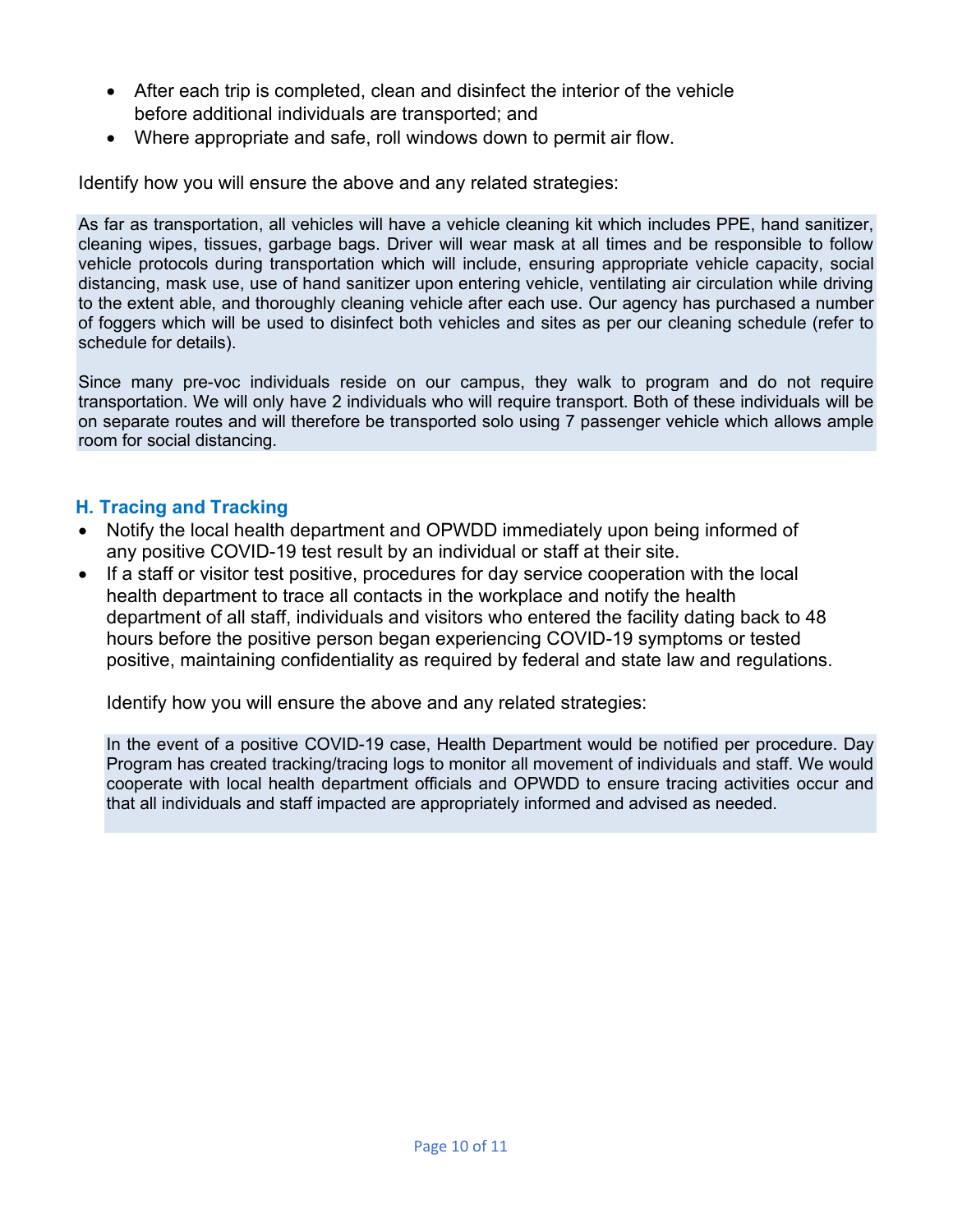- After each trip is completed, clean and disinfect the interior of the vehicle before additional individuals are transported; and
- Where appropriate and safe, roll windows down to permit air flow.

Identify how you will ensure the above and any related strategies:

As far as transportation, all vehicles will have a vehicle cleaning kit which includes PPE, hand sanitizer, cleaning wipes, tissues, garbage bags. Driver will wear mask at all times and be responsible to follow vehicle protocols during transportation which will include, ensuring appropriate vehicle capacity, social distancing, mask use, use of hand sanitizer upon entering vehicle, ventilating air circulation while driving to the extent able, and thoroughly cleaning vehicle after each use. Our agency has purchased a number of foggers which will be used to disinfect both vehicles and sites as per our cleaning schedule (refer to schedule for details).

Since many pre-voc individuals reside on our campus, they walk to program and do not require transportation. We will only have 2 individuals who will require transport. Both of these individuals will be on separate routes and will therefore be transported solo using 7 passenger vehicle which allows ample room for social distancing.

### H. Tracing and Tracking

- Notify the local health department and OPWDD immediately upon being informed of any positive COVID-19 test result by an individual or staff at their site.
- If a staff or visitor test positive, procedures for day service cooperation with the local health department to trace all contacts in the workplace and notify the health department of all staff, individuals and visitors who entered the facility dating back to 48 hours before the positive person began experiencing COVID-19 symptoms or tested positive, maintaining confidentiality as required by federal and state law and regulations.

Identify how you will ensure the above and any related strategies:

In the event of a positive COVID-19 case, Health Department would be notified per procedure. Day Program has created tracking/tracing logs to monitor all movement of individuals and staff. We would cooperate with local health department officials and OPWDD to ensure tracing activities occur and that all individuals and staff impacted are appropriately informed and advised as needed.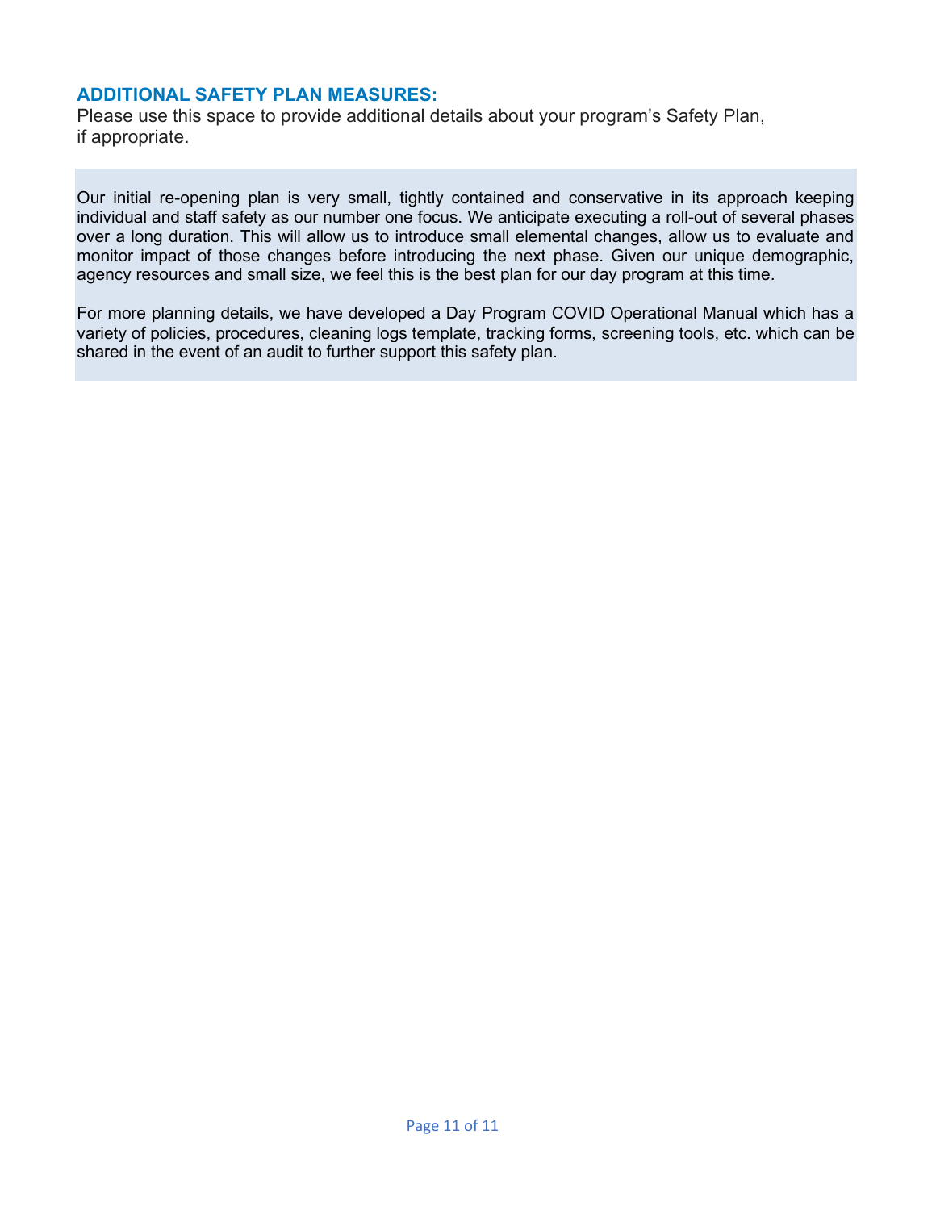## ADDITIONAL SAFETY PLAN MEASURES:

Please use this space to provide additional details about your program's Safety Plan, if appropriate.

Our initial re-opening plan is very small, tightly contained and conservative in its approach keeping individual and staff safety as our number one focus. We anticipate executing a roll-out of several phases over a long duration. This will allow us to introduce small elemental changes, allow us to evaluate and monitor impact of those changes before introducing the next phase. Given our unique demographic, agency resources and small size, we feel this is the best plan for our day program at this time.

For more planning details, we have developed a Day Program COVID Operational Manual which has a variety of policies, procedures, cleaning logs template, tracking forms, screening tools, etc. which can be shared in the event of an audit to further support this safety plan.